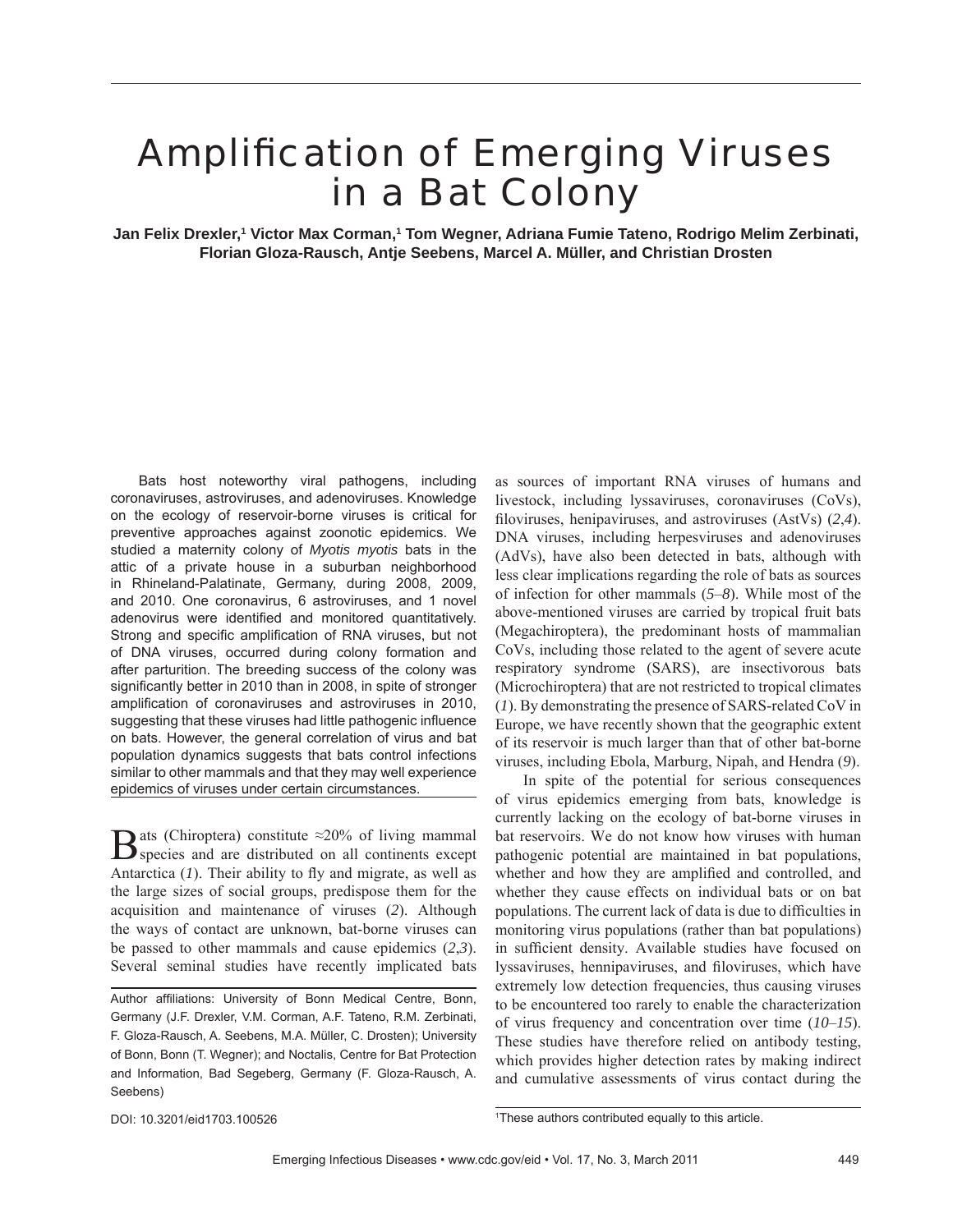# Amplification of Emerging Viruses in a Bat Colony

**Jan Felix Drexler,[1] Victor Max Corman,[1] Tom Wegner, Adriana Fumie Tateno, Rodrigo Melim Zerbinati, Florian Gloza-Rausch, Antje Seebens, Marcel A. Müller, and Christian Drosten**

Bats host noteworthy viral pathogens, including coronaviruses, astroviruses, and adenoviruses. Knowledge on the ecology of reservoir-borne viruses is critical for preventive approaches against zoonotic epidemics. We studied a maternity colony of *Myotis myotis* bats in the attic of a private house in a suburban neighborhood in Rhineland-Palatinate, Germany, during 2008, 2009, and 2010. One coronavirus, 6 astroviruses, and 1 novel adenovirus were identified and monitored quantitatively. Strong and specific amplification of RNA viruses, but not of DNA viruses, occurred during colony formation and after parturition. The breeding success of the colony was significantly better in 2010 than in 2008, in spite of stronger amplification of coronaviruses and astroviruses in 2010, suggesting that these viruses had little pathogenic influence on bats. However, the general correlation of virus and bat population dynamics suggests that bats control infections similar to other mammals and that they may well experience epidemics of viruses under certain circumstances.

Bats (Chiroptera) constitute ≈20% of living mammal species and are distributed on all continents except Antarctica (*1*). Their ability to fly and migrate, as well as the large sizes of social groups, predispose them for the acquisition and maintenance of viruses (*2*). Although the ways of contact are unknown, bat-borne viruses can be passed to other mammals and cause epidemics (*2*,*3*). Several seminal studies have recently implicated bats as sources of important RNA viruses of humans and livestock, including lyssaviruses, coronaviruses (CoVs), filoviruses, henipaviruses, and astroviruses (AstVs) (*2*,*4*). DNA viruses, including herpesviruses and adenoviruses (AdVs), have also been detected in bats, although with less clear implications regarding the role of bats as sources of infection for other mammals (*5*–*8*). While most of the above-mentioned viruses are carried by tropical fruit bats (Megachiroptera), the predominant hosts of mammalian CoVs, including those related to the agent of severe acute respiratory syndrome (SARS), are insectivorous bats (Microchiroptera) that are not restricted to tropical climates (*1*). By demonstrating the presence of SARS-related CoV in Europe, we have recently shown that the geographic extent of its reservoir is much larger than that of other bat-borne viruses, including Ebola, Marburg, Nipah, and Hendra (*9*).

In spite of the potential for serious consequences of virus epidemics emerging from bats, knowledge is currently lacking on the ecology of bat-borne viruses in bat reservoirs. We do not know how viruses with human pathogenic potential are maintained in bat populations, whether and how they are amplified and controlled, and whether they cause effects on individual bats or on bat populations. The current lack of data is due to difficulties in monitoring virus populations (rather than bat populations) in sufficient density. Available studies have focused on lyssaviruses, hennipaviruses, and filoviruses, which have extremely low detection frequencies, thus causing viruses to be encountered too rarely to enable the characterization of virus frequency and concentration over time (*10*–*15*). These studies have therefore relied on antibody testing, which provides higher detection rates by making indirect and cumulative assessments of virus contact during the

Author affiliations: University of Bonn Medical Centre, Bonn, Germany (J.F. Drexler, V.M. Corman, A.F. Tateno, R.M. Zerbinati, F. Gloza-Rausch, A. Seebens, M.A. Müller, C. Drosten); University of Bonn, Bonn (T. Wegner); and Noctalis, Centre for Bat Protection and Information, Bad Segeberg, Germany (F. Gloza-Rausch, A. Seebens)

DOI: 10.3201/eid1703.100526

[1]These authors contributed equally to this article.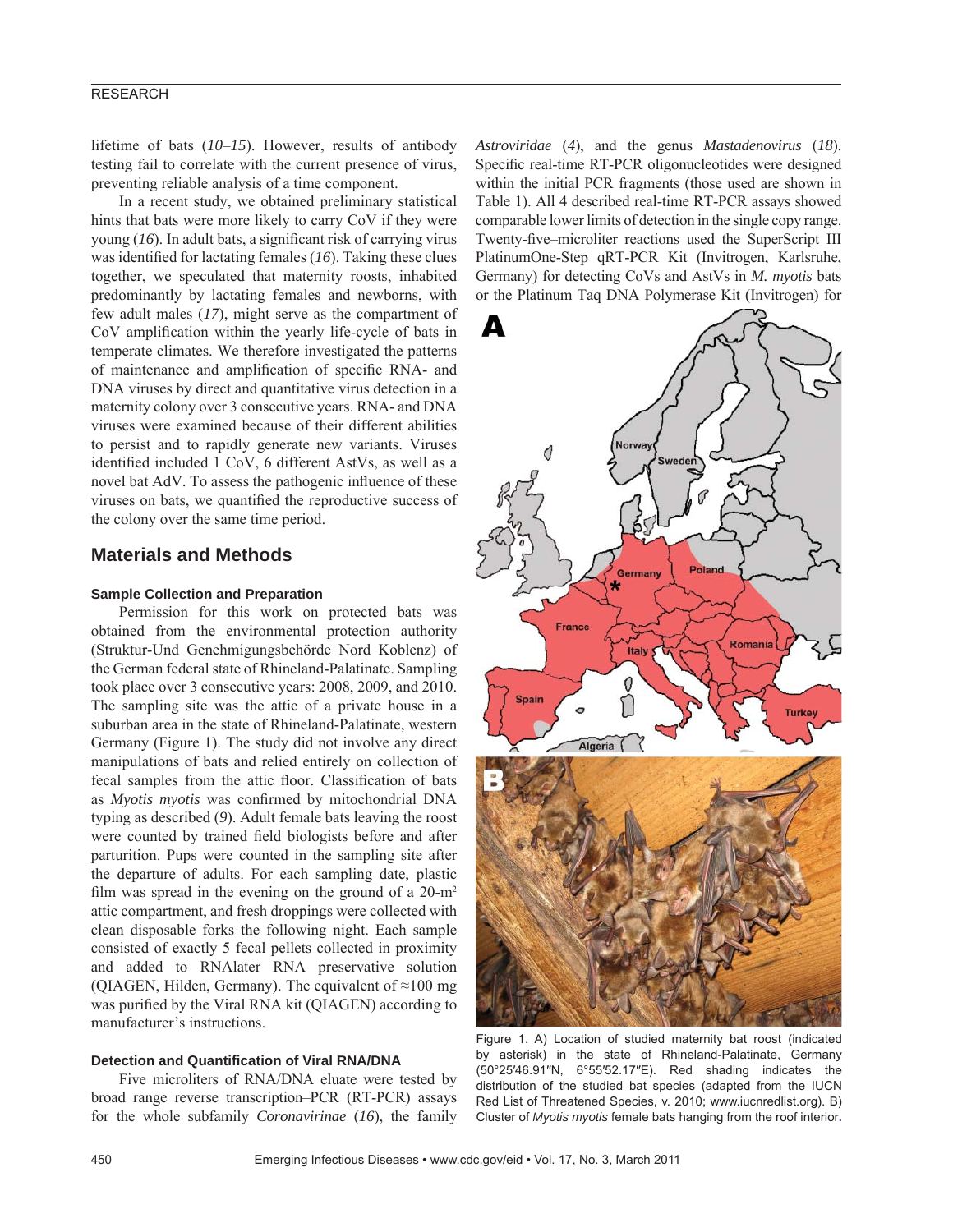lifetime of bats (*10*–*15*). However, results of antibody testing fail to correlate with the current presence of virus, preventing reliable analysis of a time component.

In a recent study, we obtained preliminary statistical hints that bats were more likely to carry CoV if they were young (*16*). In adult bats, a significant risk of carrying virus was identified for lactating females (*16*). Taking these clues together, we speculated that maternity roosts, inhabited predominantly by lactating females and newborns, with few adult males (*17*), might serve as the compartment of CoV amplification within the yearly life-cycle of bats in temperate climates. We therefore investigated the patterns of maintenance and amplification of specific RNA- and DNA viruses by direct and quantitative virus detection in a maternity colony over 3 consecutive years. RNA- and DNA viruses were examined because of their different abilities to persist and to rapidly generate new variants. Viruses identified included 1 CoV, 6 different AstVs, as well as a novel bat AdV. To assess the pathogenic influence of these viruses on bats, we quantified the reproductive success of the colony over the same time period.

## Materials and Methods

### Sample Collection and Preparation

Permission for this work on protected bats was obtained from the environmental protection authority (Struktur-Und Genehmigungsbehörde Nord Koblenz) of the German federal state of Rhineland-Palatinate. Sampling took place over 3 consecutive years: 2008, 2009, and 2010. The sampling site was the attic of a private house in a suburban area in the state of Rhineland-Palatinate, western Germany (Figure 1). The study did not involve any direct manipulations of bats and relied entirely on collection of fecal samples from the attic floor. Classification of bats as *Myotis myotis* was confirmed by mitochondrial DNA typing as described (*9*). Adult female bats leaving the roost were counted by trained field biologists before and after parturition. Pups were counted in the sampling site after the departure of adults. For each sampling date, plastic film was spread in the evening on the ground of a 20-m$^2$ attic compartment, and fresh droppings were collected with clean disposable forks the following night. Each sample consisted of exactly 5 fecal pellets collected in proximity and added to RNAlater RNA preservative solution (QIAGEN, Hilden, Germany). The equivalent of ≈100 mg was purified by the Viral RNA kit (QIAGEN) according to manufacturer's instructions.

### Detection and Quantification of Viral RNA/DNA

Five microliters of RNA/DNA eluate were tested by broad range reverse transcription–PCR (RT-PCR) assays for the whole subfamily *Coronavirinae* (*16*), the family *Astroviridae* (*4*), and the genus *Mastadenovirus* (*18*). Specific real-time RT-PCR oligonucleotides were designed within the initial PCR fragments (those used are shown in Table 1). All 4 described real-time RT-PCR assays showed comparable lower limits of detection in the single copy range. Twenty-five–microliter reactions used the SuperScript III PlatinumOne-Step qRT-PCR Kit (Invitrogen, Karlsruhe, Germany) for detecting CoVs and AstVs in *M. myotis* bats or the Platinum Taq DNA Polymerase Kit (Invitrogen) for

A

Norway
Sweden
Germany
Poland
France
Italy
Romania
Spain
Turkey
Algeria

B

Figure 1. A) Location of studied maternity bat roost (indicated by asterisk) in the state of Rhineland-Palatinate, Germany (50°25′46.91″N, 6°55′52.17″E). Red shading indicates the distribution of the studied bat species (adapted from the IUCN Red List of Threatened Species, v. 2010; www.iucnredlist.org). B) Cluster of *Myotis myotis* female bats hanging from the roof interior.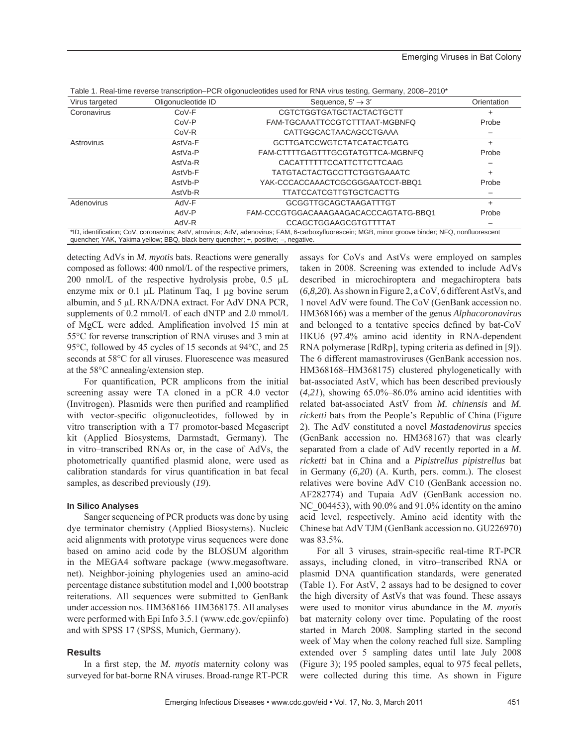Table 1. Real-time reverse transcription–PCR oligonucleotides used for RNA virus testing, Germany, 2008–2010*

| Virus targeted | Oligonucleotide ID | Sequence, 5′ → 3′ | Orientation |
|---|---|---|---|
| Coronavirus | CoV-F | CGTCTGGTGATGCTACTACTGCTT | + |
| | CoV-P | FAM-TGCAAATTCCGTCTTTAAT-MGBNFQ | Probe |
| | CoV-R | CATTGGCACTAACAGCCTGAAA | – |
| Astrovirus | AstVa-F | GCTTGATCCWGTCTATCATACTGATG | + |
| | AstVa-P | FAM-CTTTTGAGTTTGCGTATGTTCA-MGBNFQ | Probe |
| | AstVa-R | CACATTTTTTCCATTCTTCTTCAAG | – |
| | AstVb-F | TATGTACTACTGCCTTCTGGTGAAATC | + |
| | AstVb-P | YAK-CCCACCAAACTCGCGGGAATCCT-BBQ1 | Probe |
| | AstVb-R | TTATCCATCGTTGTGCTCACTTG | – |
| Adenovirus | AdV-F | GCGGTTGCAGCTAAGATTTGT | + |
| | AdV-P | FAM-CCCGTGGACAAAGAAGACACCCAGTATG-BBQ1 | Probe |
| | AdV-R | CCAGCTGGAAGCGTGTTTTAT | – |

*ID, identification; CoV, coronavirus; AstV, atrovirus; AdV, adenovirus; FAM, 6-carboxyfluorescein; MGB, minor groove binder; NFQ, nonfluorescent quencher; YAK, Yakima yellow; BBQ, black berry quencher; +, positive; –, negative.

detecting AdVs in *M. myotis* bats. Reactions were generally composed as follows: 400 nmol/L of the respective primers, 200 nmol/L of the respective hydrolysis probe, 0.5 µL enzyme mix or 0.1 µL Platinum Taq, 1 µg bovine serum albumin, and 5 µL RNA/DNA extract. For AdV DNA PCR, supplements of 0.2 mmol/L of each dNTP and 2.0 mmol/L of MgCL were added. Amplification involved 15 min at 55°C for reverse transcription of RNA viruses and 3 min at 95°C, followed by 45 cycles of 15 seconds at 94°C, and 25 seconds at 58°C for all viruses. Fluorescence was measured at the 58°C annealing/extension step.

For quantification, PCR amplicons from the initial screening assay were TA cloned in a pCR 4.0 vector (Invitrogen). Plasmids were then purified and reamplified with vector-specific oligonucleotides, followed by in vitro transcription with a T7 promotor-based Megascript kit (Applied Biosystems, Darmstadt, Germany). The in vitro–transcribed RNAs or, in the case of AdVs, the photometrically quantified plasmid alone, were used as calibration standards for virus quantification in bat fecal samples, as described previously (*19*).

### In Silico Analyses

Sanger sequencing of PCR products was done by using dye terminator chemistry (Applied Biosystems). Nucleic acid alignments with prototype virus sequences were done based on amino acid code by the BLOSUM algorithm in the MEGA4 software package (www.megasoftware.net). Neighbor-joining phylogenies used an amino-acid percentage distance substitution model and 1,000 bootstrap reiterations. All sequences were submitted to GenBank under accession nos. HM368166–HM368175. All analyses were performed with Epi Info 3.5.1 (www.cdc.gov/epiinfo) and with SPSS 17 (SPSS, Munich, Germany).

## Results

In a first step, the *M. myotis* maternity colony was surveyed for bat-borne RNA viruses. Broad-range RT-PCR assays for CoVs and AstVs were employed on samples taken in 2008. Screening was extended to include AdVs described in microchiroptera and megachiroptera bats (*6,8,20*). As shown in Figure 2, a CoV, 6 different AstVs, and 1 novel AdV were found. The CoV (GenBank accession no. HM368166) was a member of the genus *Alphacoronavirus* and belonged to a tentative species defined by bat-CoV HKU6 (97.4% amino acid identity in RNA-dependent RNA polymerase [RdRp], typing criteria as defined in [*9*]). The 6 different mamastroviruses (GenBank accession nos. HM368168–HM368175) clustered phylogenetically with bat-associated AstV, which has been described previously (*4,21*), showing 65.0%–86.0% amino acid identities with related bat-associated AstV from *M. chinensis* and *M. ricketti* bats from the People's Republic of China (Figure 2). The AdV constituted a novel *Mastadenovirus* species (GenBank accession no. HM368167) that was clearly separated from a clade of AdV recently reported in a *M. ricketti* bat in China and a *Pipistrellus pipistrellus* bat in Germany (*6,20*) (A. Kurth, pers. comm.). The closest relatives were bovine AdV C10 (GenBank accession no. AF282774) and Tupaia AdV (GenBank accession no. NC_004453), with 90.0% and 91.0% identity on the amino acid level, respectively. Amino acid identity with the Chinese bat AdV TJM (GenBank accession no. GU226970) was 83.5%.

For all 3 viruses, strain-specific real-time RT-PCR assays, including cloned, in vitro–transcribed RNA or plasmid DNA quantification standards, were generated (Table 1). For AstV, 2 assays had to be designed to cover the high diversity of AstVs that was found. These assays were used to monitor virus abundance in the *M. myotis* bat maternity colony over time. Populating of the roost started in March 2008. Sampling started in the second week of May when the colony reached full size. Sampling extended over 5 sampling dates until late July 2008 (Figure 3); 195 pooled samples, equal to 975 fecal pellets, were collected during this time. As shown in Figure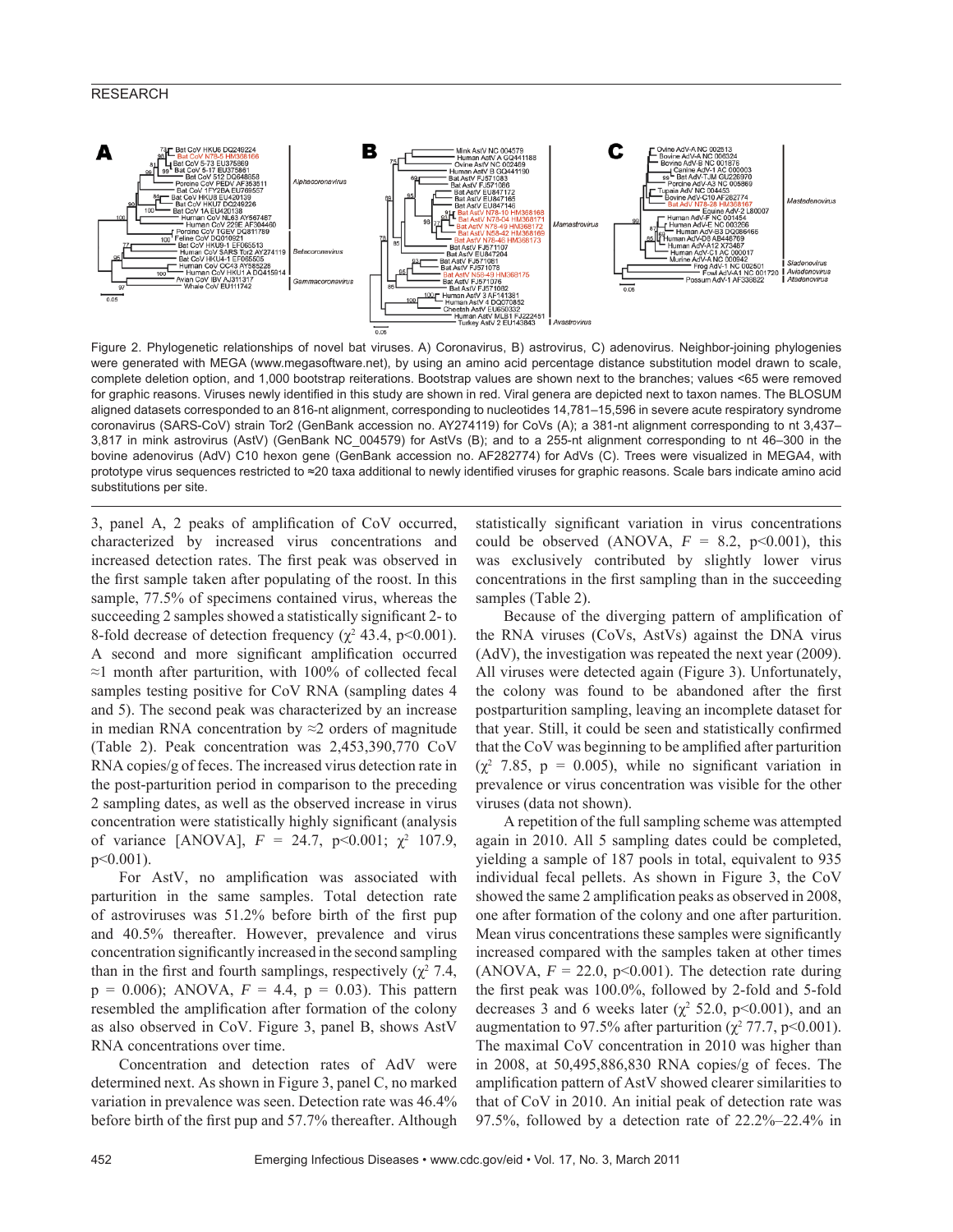Figure 2. Phylogenetic relationships of novel bat viruses. A) Coronavirus, B) astrovirus, C) adenovirus. Neighbor-joining phylogenies were generated with MEGA (www.megasoftware.net), by using an amino acid percentage distance substitution model drawn to scale, complete deletion option, and 1,000 bootstrap reiterations. Bootstrap values are shown next to the branches; values <65 were removed for graphic reasons. Viruses newly identified in this study are shown in red. Viral genera are depicted next to taxon names. The BLOSUM aligned datasets corresponded to an 816-nt alignment, corresponding to nucleotides 14,781–15,596 in severe acute respiratory syndrome coronavirus (SARS-CoV) strain Tor2 (GenBank accession no. AY274119) for CoVs (A); a 381-nt alignment corresponding to nt 3,437–3,817 in mink astrovirus (AstV) (GenBank NC_004579) for AstVs (B); and to a 255-nt alignment corresponding to nt 46–300 in the bovine adenovirus (AdV) C10 hexon gene (GenBank accession no. AF282774) for AdVs (C). Trees were visualized in MEGA4, with prototype virus sequences restricted to ≈20 taxa additional to newly identified viruses for graphic reasons. Scale bars indicate amino acid substitutions per site.

3, panel A, 2 peaks of amplification of CoV occurred, characterized by increased virus concentrations and increased detection rates. The first peak was observed in the first sample taken after populating of the roost. In this sample, 77.5% of specimens contained virus, whereas the succeeding 2 samples showed a statistically significant 2- to 8-fold decrease of detection frequency ($\chi^2$ 43.4, $p<0.001$). A second and more significant amplification occurred ≈1 month after parturition, with 100% of collected fecal samples testing positive for CoV RNA (sampling dates 4 and 5). The second peak was characterized by an increase in median RNA concentration by ≈2 orders of magnitude (Table 2). Peak concentration was 2,453,390,770 CoV RNA copies/g of feces. The increased virus detection rate in the post-parturition period in comparison to the preceding 2 sampling dates, as well as the observed increase in virus concentration were statistically highly significant (analysis of variance [ANOVA], $F$ = 24.7, $p<0.001$; $\chi^2$ 107.9, $p<0.001$).

For AstV, no amplification was associated with parturition in the same samples. Total detection rate of astroviruses was 51.2% before birth of the first pup and 40.5% thereafter. However, prevalence and virus concentration significantly increased in the second sampling than in the first and fourth samplings, respectively ($\chi^2$ 7.4, $p$ = 0.006); ANOVA, $F$ = 4.4, $p$ = 0.03). This pattern resembled the amplification after formation of the colony as also observed in CoV. Figure 3, panel B, shows AstV RNA concentrations over time.

Concentration and detection rates of AdV were determined next. As shown in Figure 3, panel C, no marked variation in prevalence was seen. Detection rate was 46.4% before birth of the first pup and 57.7% thereafter. Although statistically significant variation in virus concentrations could be observed (ANOVA, $F$ = 8.2, $p<0.001$), this was exclusively contributed by slightly lower virus concentrations in the first sampling than in the succeeding samples (Table 2).

Because of the diverging pattern of amplification of the RNA viruses (CoVs, AstVs) against the DNA virus (AdV), the investigation was repeated the next year (2009). All viruses were detected again (Figure 3). Unfortunately, the colony was found to be abandoned after the first postparturition sampling, leaving an incomplete dataset for that year. Still, it could be seen and statistically confirmed that the CoV was beginning to be amplified after parturition ($\chi^2$ 7.85, $p$ = 0.005), while no significant variation in prevalence or virus concentration was visible for the other viruses (data not shown).

A repetition of the full sampling scheme was attempted again in 2010. All 5 sampling dates could be completed, yielding a sample of 187 pools in total, equivalent to 935 individual fecal pellets. As shown in Figure 3, the CoV showed the same 2 amplification peaks as observed in 2008, one after formation of the colony and one after parturition. Mean virus concentrations these samples were significantly increased compared with the samples taken at other times (ANOVA, $F$ = 22.0, $p<0.001$). The detection rate during the first peak was 100.0%, followed by 2-fold and 5-fold decreases 3 and 6 weeks later ($\chi^2$ 52.0, $p<0.001$), and an augmentation to 97.5% after parturition ($\chi^2$ 77.7, $p<0.001$). The maximal CoV concentration in 2010 was higher than in 2008, at 50,495,886,830 RNA copies/g of feces. The amplification pattern of AstV showed clearer similarities to that of CoV in 2010. An initial peak of detection rate was 97.5%, followed by a detection rate of 22.2%–22.4% in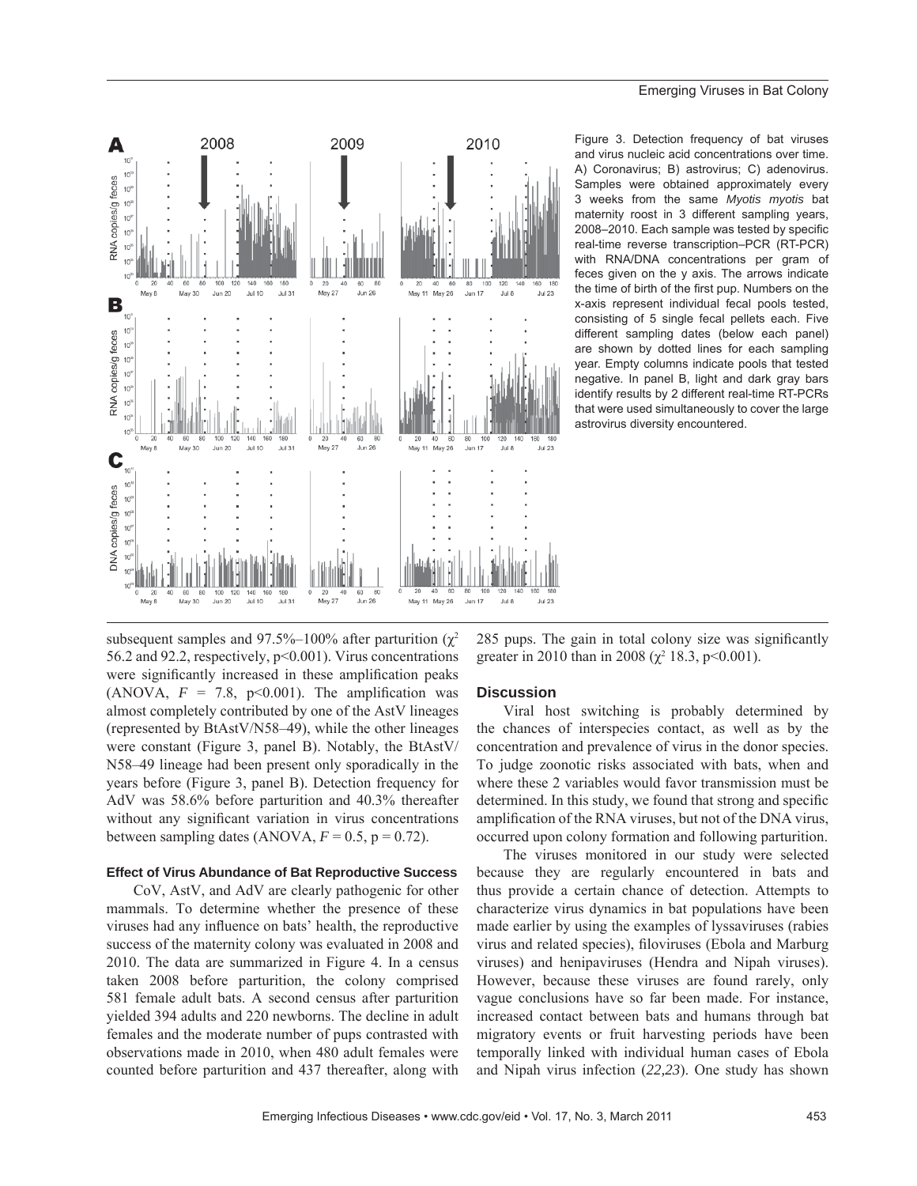A

2008

2009

2010

RNA copies/g feces

B

RNA copies/g feces

C

DNA copies/g feces

May 8 May 30 Jun 20 Jul 10 Jul 31

May 27 Jun 26

May 11 May 26 Jun 17 Jul 8 Jul 23

Figure 3. Detection frequency of bat viruses and virus nucleic acid concentrations over time. A) Coronavirus; B) astrovirus; C) adenovirus. Samples were obtained approximately every 3 weeks from the same *Myotis myotis* bat maternity roost in 3 different sampling years, 2008–2010. Each sample was tested by specific real-time reverse transcription–PCR (RT-PCR) with RNA/DNA concentrations per gram of feces given on the y axis. The arrows indicate the time of birth of the first pup. Numbers on the x-axis represent individual fecal pools tested, consisting of 5 single fecal pellets each. Five different sampling dates (below each panel) are shown by dotted lines for each sampling year. Empty columns indicate pools that tested negative. In panel B, light and dark gray bars identify results by 2 different real-time RT-PCRs that were used simultaneously to cover the large astrovirus diversity encountered.

subsequent samples and 97.5%–100% after parturition ($\chi^2$ 56.2 and 92.2, respectively, $p<0.001$). Virus concentrations were significantly increased in these amplification peaks (ANOVA, $F = 7.8$, $p<0.001$). The amplification was almost completely contributed by one of the AstV lineages (represented by BtAstV/N58–49), while the other lineages were constant (Figure 3, panel B). Notably, the BtAstV/N58–49 lineage had been present only sporadically in the years before (Figure 3, panel B). Detection frequency for AdV was 58.6% before parturition and 40.3% thereafter without any significant variation in virus concentrations between sampling dates (ANOVA, $F = 0.5$, $p = 0.72$).

### Effect of Virus Abundance of Bat Reproductive Success

CoV, AstV, and AdV are clearly pathogenic for other mammals. To determine whether the presence of these viruses had any influence on bats' health, the reproductive success of the maternity colony was evaluated in 2008 and 2010. The data are summarized in Figure 4. In a census taken 2008 before parturition, the colony comprised 581 female adult bats. A second census after parturition yielded 394 adults and 220 newborns. The decline in adult females and the moderate number of pups contrasted with observations made in 2010, when 480 adult females were counted before parturition and 437 thereafter, along with 285 pups. The gain in total colony size was significantly greater in 2010 than in 2008 ($\chi^2$ 18.3, $p<0.001$).

## Discussion

Viral host switching is probably determined by the chances of interspecies contact, as well as by the concentration and prevalence of virus in the donor species. To judge zoonotic risks associated with bats, when and where these 2 variables would favor transmission must be determined. In this study, we found that strong and specific amplification of the RNA viruses, but not of the DNA virus, occurred upon colony formation and following parturition.

The viruses monitored in our study were selected because they are regularly encountered in bats and thus provide a certain chance of detection. Attempts to characterize virus dynamics in bat populations have been made earlier by using the examples of lyssaviruses (rabies virus and related species), filoviruses (Ebola and Marburg viruses) and henipaviruses (Hendra and Nipah viruses). However, because these viruses are found rarely, only vague conclusions have so far been made. For instance, increased contact between bats and humans through bat migratory events or fruit harvesting periods have been temporally linked with individual human cases of Ebola and Nipah virus infection (*22,23*). One study has shown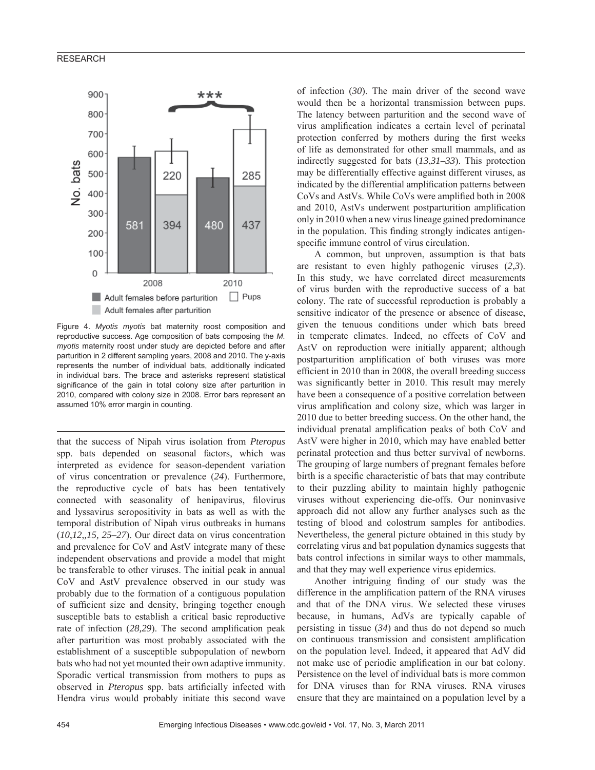900
800
700
600
500
400
300
200
100
0

No. bats

***

581

394 | 220

480

437 | 285

2008

2010

Adult females before parturition

Pups

Adult females after parturition

Figure 4. *Myotis myotis* bat maternity roost composition and reproductive success. Age composition of bats composing the *M. myotis* maternity roost under study are depicted before and after parturition in 2 different sampling years, 2008 and 2010. The y-axis represents the number of individual bats, additionally indicated in individual bars. The brace and asterisks represent statistical significance of the gain in total colony size after parturition in 2010, compared with colony size in 2008. Error bars represent an assumed 10% error margin in counting.

that the success of Nipah virus isolation from *Pteropus* spp. bats depended on seasonal factors, which was interpreted as evidence for season-dependent variation of virus concentration or prevalence (*24*). Furthermore, the reproductive cycle of bats has been tentatively connected with seasonality of henipavirus, filovirus and lyssavirus seropositivity in bats as well as with the temporal distribution of Nipah virus outbreaks in humans (*10*,*12*,,*15, 25–27*). Our direct data on virus concentration and prevalence for CoV and AstV integrate many of these independent observations and provide a model that might be transferable to other viruses. The initial peak in annual CoV and AstV prevalence observed in our study was probably due to the formation of a contiguous population of sufficient size and density, bringing together enough susceptible bats to establish a critical basic reproductive rate of infection (*28*,*29*). The second amplification peak after parturition was most probably associated with the establishment of a susceptible subpopulation of newborn bats who had not yet mounted their own adaptive immunity. Sporadic vertical transmission from mothers to pups as observed in *Pteropus* spp. bats artificially infected with Hendra virus would probably initiate this second wave of infection (*30*). The main driver of the second wave would then be a horizontal transmission between pups. The latency between parturition and the second wave of virus amplification indicates a certain level of perinatal protection conferred by mothers during the first weeks of life as demonstrated for other small mammals, and as indirectly suggested for bats (*13*,*31–33*). This protection may be differentially effective against different viruses, as indicated by the differential amplification patterns between CoVs and AstVs. While CoVs were amplified both in 2008 and 2010, AstVs underwent postparturition amplification only in 2010 when a new virus lineage gained predominance in the population. This finding strongly indicates antigen-specific immune control of virus circulation.

A common, but unproven, assumption is that bats are resistant to even highly pathogenic viruses (*2*,*3*). In this study, we have correlated direct measurements of virus burden with the reproductive success of a bat colony. The rate of successful reproduction is probably a sensitive indicator of the presence or absence of disease, given the tenuous conditions under which bats breed in temperate climates. Indeed, no effects of CoV and AstV on reproduction were initially apparent; although postparturition amplification of both viruses was more efficient in 2010 than in 2008, the overall breeding success was significantly better in 2010. This result may merely have been a consequence of a positive correlation between virus amplification and colony size, which was larger in 2010 due to better breeding success. On the other hand, the individual prenatal amplification peaks of both CoV and AstV were higher in 2010, which may have enabled better perinatal protection and thus better survival of newborns. The grouping of large numbers of pregnant females before birth is a specific characteristic of bats that may contribute to their puzzling ability to maintain highly pathogenic viruses without experiencing die-offs. Our noninvasive approach did not allow any further analyses such as the testing of blood and colostrum samples for antibodies. Nevertheless, the general picture obtained in this study by correlating virus and bat population dynamics suggests that bats control infections in similar ways to other mammals, and that they may well experience virus epidemics.

Another intriguing finding of our study was the difference in the amplification pattern of the RNA viruses and that of the DNA virus. We selected these viruses because, in humans, AdVs are typically capable of persisting in tissue (*34*) and thus do not depend so much on continuous transmission and consistent amplification on the population level. Indeed, it appeared that AdV did not make use of periodic amplification in our bat colony. Persistence on the level of individual bats is more common for DNA viruses than for RNA viruses. RNA viruses ensure that they are maintained on a population level by a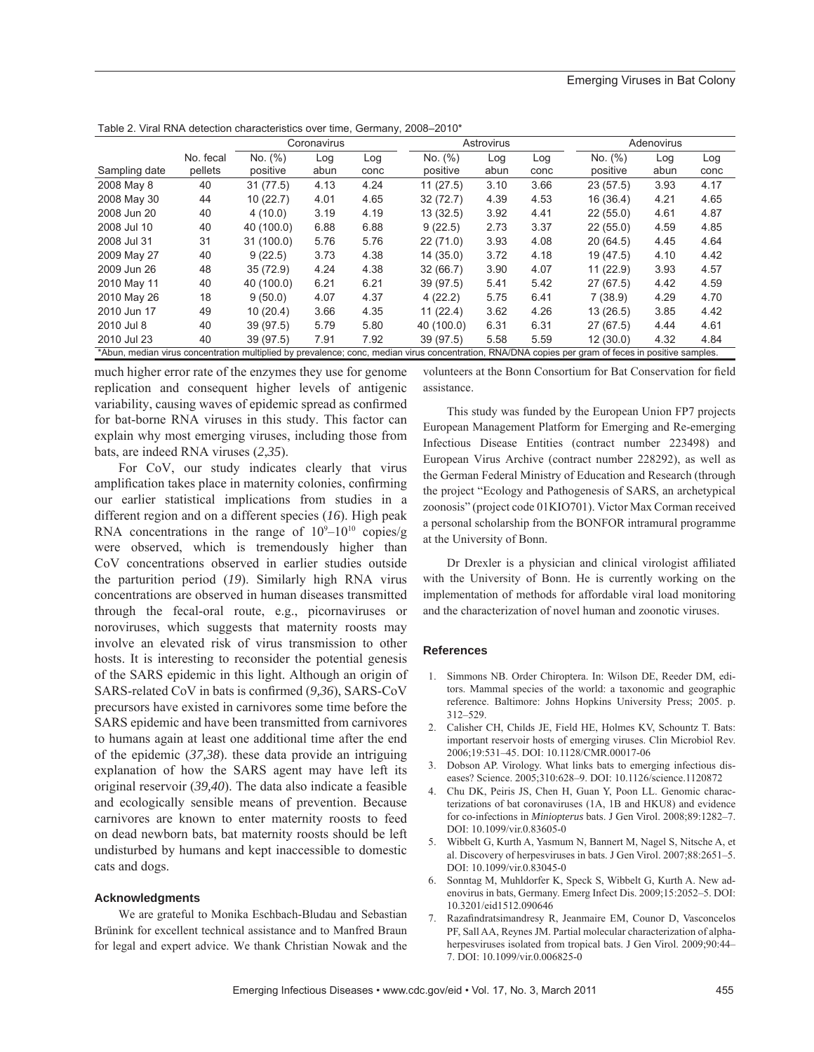Table 2. Viral RNA detection characteristics over time, Germany, 2008–2010*

| Sampling date | No. fecal pellets | Coronavirus | | | Astrovirus | | | Adenovirus | | |
|---|---|---|---|---|---|---|---|---|---|---|
| | | No. (%) positive | Log abun | Log conc | No. (%) positive | Log abun | Log conc | No. (%) positive | Log abun | Log conc |
| 2008 May 8 | 40 | 31 (77.5) | 4.13 | 4.24 | 11 (27.5) | 3.10 | 3.66 | 23 (57.5) | 3.93 | 4.17 |
| 2008 May 30 | 44 | 10 (22.7) | 4.01 | 4.65 | 32 (72.7) | 4.39 | 4.53 | 16 (36.4) | 4.21 | 4.65 |
| 2008 Jun 20 | 40 | 4 (10.0) | 3.19 | 4.19 | 13 (32.5) | 3.92 | 4.41 | 22 (55.0) | 4.61 | 4.87 |
| 2008 Jul 10 | 40 | 40 (100.0) | 6.88 | 6.88 | 9 (22.5) | 2.73 | 3.37 | 22 (55.0) | 4.59 | 4.85 |
| 2008 Jul 31 | 31 | 31 (100.0) | 5.76 | 5.76 | 22 (71.0) | 3.93 | 4.08 | 20 (64.5) | 4.45 | 4.64 |
| 2009 May 27 | 40 | 9 (22.5) | 3.73 | 4.38 | 14 (35.0) | 3.72 | 4.18 | 19 (47.5) | 4.10 | 4.42 |
| 2009 Jun 26 | 48 | 35 (72.9) | 4.24 | 4.38 | 32 (66.7) | 3.90 | 4.07 | 11 (22.9) | 3.93 | 4.57 |
| 2010 May 11 | 40 | 40 (100.0) | 6.21 | 6.21 | 39 (97.5) | 5.41 | 5.42 | 27 (67.5) | 4.42 | 4.59 |
| 2010 May 26 | 18 | 9 (50.0) | 4.07 | 4.37 | 4 (22.2) | 5.75 | 6.41 | 7 (38.9) | 4.29 | 4.70 |
| 2010 Jun 17 | 49 | 10 (20.4) | 3.66 | 4.35 | 11 (22.4) | 3.62 | 4.26 | 13 (26.5) | 3.85 | 4.42 |
| 2010 Jul 8 | 40 | 39 (97.5) | 5.79 | 5.80 | 40 (100.0) | 6.31 | 6.31 | 27 (67.5) | 4.44 | 4.61 |
| 2010 Jul 23 | 40 | 39 (97.5) | 7.91 | 7.92 | 39 (97.5) | 5.58 | 5.59 | 12 (30.0) | 4.32 | 4.84 |

*Abun, median virus concentration multiplied by prevalence; conc, median virus concentration, RNA/DNA copies per gram of feces in positive samples.

much higher error rate of the enzymes they use for genome replication and consequent higher levels of antigenic variability, causing waves of epidemic spread as confirmed for bat-borne RNA viruses in this study. This factor can explain why most emerging viruses, including those from bats, are indeed RNA viruses (*2*,*35*).

For CoV, our study indicates clearly that virus amplification takes place in maternity colonies, confirming our earlier statistical implications from studies in a different region and on a different species (*16*). High peak RNA concentrations in the range of $10^9$–$10^{10}$ copies/g were observed, which is tremendously higher than CoV concentrations observed in earlier studies outside the parturition period (*19*). Similarly high RNA virus concentrations are observed in human diseases transmitted through the fecal-oral route, e.g., picornaviruses or noroviruses, which suggests that maternity roosts may involve an elevated risk of virus transmission to other hosts. It is interesting to reconsider the potential genesis of the SARS epidemic in this light. Although an origin of SARS-related CoV in bats is confirmed (*9*,*36*), SARS-CoV precursors have existed in carnivores some time before the SARS epidemic and have been transmitted from carnivores to humans again at least one additional time after the end of the epidemic (*37*,*38*). these data provide an intriguing explanation of how the SARS agent may have left its original reservoir (*39*,*40*). The data also indicate a feasible and ecologically sensible means of prevention. Because carnivores are known to enter maternity roosts to feed on dead newborn bats, bat maternity roosts should be left undisturbed by humans and kept inaccessible to domestic cats and dogs.

#### Acknowledgments

We are grateful to Monika Eschbach-Bludau and Sebastian Brünink for excellent technical assistance and to Manfred Braun for legal and expert advice. We thank Christian Nowak and the volunteers at the Bonn Consortium for Bat Conservation for field assistance.

This study was funded by the European Union FP7 projects European Management Platform for Emerging and Re-emerging Infectious Disease Entities (contract number 223498) and European Virus Archive (contract number 228292), as well as the German Federal Ministry of Education and Research (through the project "Ecology and Pathogenesis of SARS, an archetypical zoonosis" (project code 01KIO701). Victor Max Corman received a personal scholarship from the BONFOR intramural programme at the University of Bonn.

Dr Drexler is a physician and clinical virologist affiliated with the University of Bonn. He is currently working on the implementation of methods for affordable viral load monitoring and the characterization of novel human and zoonotic viruses.

#### References

1. Simmons NB. Order Chiroptera. In: Wilson DE, Reeder DM, editors. Mammal species of the world: a taxonomic and geographic reference. Baltimore: Johns Hopkins University Press; 2005. p. 312–529.
2. Calisher CH, Childs JE, Field HE, Holmes KV, Schountz T. Bats: important reservoir hosts of emerging viruses. Clin Microbiol Rev. 2006;19:531–45. DOI: 10.1128/CMR.00017-06
3. Dobson AP. Virology. What links bats to emerging infectious diseases? Science. 2005;310:628–9. DOI: 10.1126/science.1120872
4. Chu DK, Peiris JS, Chen H, Guan Y, Poon LL. Genomic characterizations of bat coronaviruses (1A, 1B and HKU8) and evidence for co-infections in *Miniopterus* bats. J Gen Virol. 2008;89:1282–7. DOI: 10.1099/vir.0.83605-0
5. Wibbelt G, Kurth A, Yasmum N, Bannert M, Nagel S, Nitsche A, et al. Discovery of herpesviruses in bats. J Gen Virol. 2007;88:2651–5. DOI: 10.1099/vir.0.83045-0
6. Sonntag M, Muhldorfer K, Speck S, Wibbelt G, Kurth A. New adenovirus in bats, Germany. Emerg Infect Dis. 2009;15:2052–5. DOI: 10.3201/eid1512.090646
7. Razafindratsimandresy R, Jeanmaire EM, Counor D, Vasconcelos PF, Sall AA, Reynes JM. Partial molecular characterization of alphaherpesviruses isolated from tropical bats. J Gen Virol. 2009;90:44–7. DOI: 10.1099/vir.0.006825-0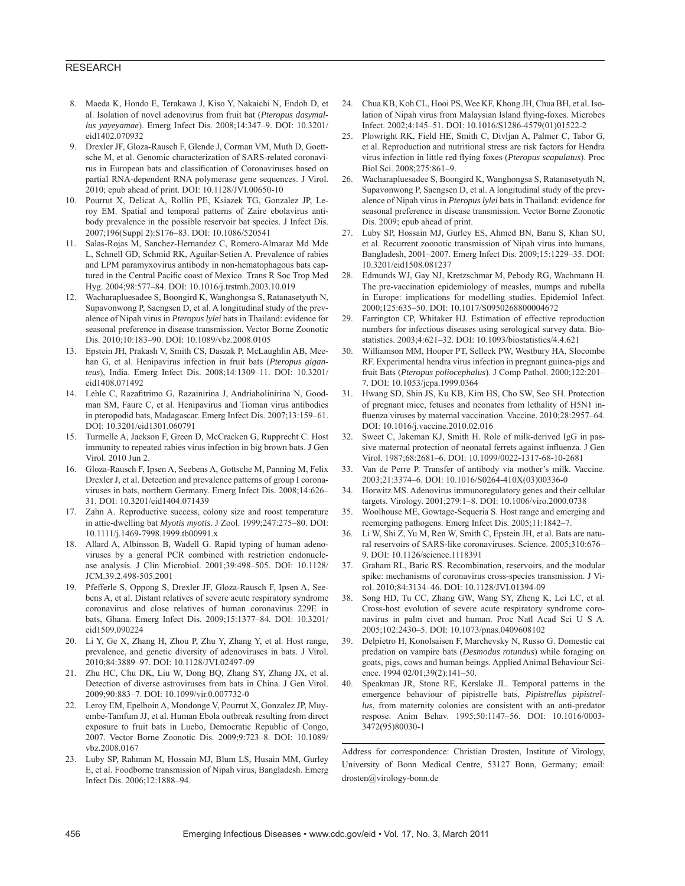8. Maeda K, Hondo E, Terakawa J, Kiso Y, Nakaichi N, Endoh D, et al. Isolation of novel adenovirus from fruit bat (*Pteropus dasymallus yayeyamae*). Emerg Infect Dis. 2008;14:347–9. DOI: 10.3201/eid1402.070932
9. Drexler JF, Gloza-Rausch F, Glende J, Corman VM, Muth D, Goettsche M, et al. Genomic characterization of SARS-related coronavirus in European bats and classification of Coronaviruses based on partial RNA-dependent RNA polymerase gene sequences. J Virol. 2010; epub ahead of print. DOI: 10.1128/JVI.00650-10
10. Pourrut X, Delicat A, Rollin PE, Ksiazek TG, Gonzalez JP, Leroy EM. Spatial and temporal patterns of Zaire ebolavirus antibody prevalence in the possible reservoir bat species. J Infect Dis. 2007;196(Suppl 2):S176–83. DOI: 10.1086/520541
11. Salas-Rojas M, Sanchez-Hernandez C, Romero-Almaraz Md Mde L, Schnell GD, Schmid RK, Aguilar-Setien A. Prevalence of rabies and LPM paramyxovirus antibody in non-hematophagous bats captured in the Central Pacific coast of Mexico. Trans R Soc Trop Med Hyg. 2004;98:577–84. DOI: 10.1016/j.trstmh.2003.10.019
12. Wacharapluesadee S, Boongird K, Wanghongsa S, Ratanasetyuth N, Supavonwong P, Saengsen D, et al. A longitudinal study of the prevalence of Nipah virus in *Pteropus lylei* bats in Thailand: evidence for seasonal preference in disease transmission. Vector Borne Zoonotic Dis. 2010;10:183–90. DOI: 10.1089/vbz.2008.0105
13. Epstein JH, Prakash V, Smith CS, Daszak P, McLaughlin AB, Meehan G, et al. Henipavirus infection in fruit bats (*Pteropus giganteus*), India. Emerg Infect Dis. 2008;14:1309–11. DOI: 10.3201/eid1408.071492
14. Lehle C, Razafitrimo G, Razainirina J, Andriaholinirina N, Goodman SM, Faure C, et al. Henipavirus and Tioman virus antibodies in pteropodid bats, Madagascar. Emerg Infect Dis. 2007;13:159–61. DOI: 10.3201/eid1301.060791
15. Turmelle A, Jackson F, Green D, McCracken G, Rupprecht C. Host immunity to repeated rabies virus infection in big brown bats. J Gen Virol. 2010 Jun 2.
16. Gloza-Rausch F, Ipsen A, Seebens A, Gottsche M, Panning M, Felix Drexler J, et al. Detection and prevalence patterns of group I coronaviruses in bats, northern Germany. Emerg Infect Dis. 2008;14:626–31. DOI: 10.3201/eid1404.071439
17. Zahn A. Reproductive success, colony size and roost temperature in attic-dwelling bat *Myotis myotis*. J Zool. 1999;247:275–80. DOI: 10.1111/j.1469-7998.1999.tb00991.x
18. Allard A, Albinsson B, Wadell G. Rapid typing of human adenoviruses by a general PCR combined with restriction endonuclease analysis. J Clin Microbiol. 2001;39:498–505. DOI: 10.1128/JCM.39.2.498-505.2001
19. Pfefferle S, Oppong S, Drexler JF, Gloza-Rausch F, Ipsen A, Seebens A, et al. Distant relatives of severe acute respiratory syndrome coronavirus and close relatives of human coronavirus 229E in bats, Ghana. Emerg Infect Dis. 2009;15:1377–84. DOI: 10.3201/eid1509.090224
20. Li Y, Ge X, Zhang H, Zhou P, Zhu Y, Zhang Y, et al. Host range, prevalence, and genetic diversity of adenoviruses in bats. J Virol. 2010;84:3889–97. DOI: 10.1128/JVI.02497-09
21. Zhu HC, Chu DK, Liu W, Dong BQ, Zhang SY, Zhang JX, et al. Detection of diverse astroviruses from bats in China. J Gen Virol. 2009;90:883–7. DOI: 10.1099/vir.0.007732-0
22. Leroy EM, Epelboin A, Mondonge V, Pourrut X, Gonzalez JP, Muyembe-Tamfum JJ, et al. Human Ebola outbreak resulting from direct exposure to fruit bats in Luebo, Democratic Republic of Congo, 2007. Vector Borne Zoonotic Dis. 2009;9:723–8. DOI: 10.1089/vbz.2008.0167
23. Luby SP, Rahman M, Hossain MJ, Blum LS, Husain MM, Gurley E, et al. Foodborne transmission of Nipah virus, Bangladesh. Emerg Infect Dis. 2006;12:1888–94.
24. Chua KB, Koh CL, Hooi PS, Wee KF, Khong JH, Chua BH, et al. Isolation of Nipah virus from Malaysian Island flying-foxes. Microbes Infect. 2002;4:145–51. DOI: 10.1016/S1286-4579(01)01522-2
25. Plowright RK, Field HE, Smith C, Divljan A, Palmer C, Tabor G, et al. Reproduction and nutritional stress are risk factors for Hendra virus infection in little red flying foxes (*Pteropus scapulatus*). Proc Biol Sci. 2008;275:861–9.
26. Wacharapluesadee S, Boongird K, Wanghongsa S, Ratanasetyuth N, Supavonwong P, Saengsen D, et al. A longitudinal study of the prevalence of Nipah virus in *Pteropus lylei* bats in Thailand: evidence for seasonal preference in disease transmission. Vector Borne Zoonotic Dis. 2009; epub ahead of print.
27. Luby SP, Hossain MJ, Gurley ES, Ahmed BN, Banu S, Khan SU, et al. Recurrent zoonotic transmission of Nipah virus into humans, Bangladesh, 2001–2007. Emerg Infect Dis. 2009;15:1229–35. DOI: 10.3201/eid1508.081237
28. Edmunds WJ, Gay NJ, Kretzschmar M, Pebody RG, Wachmann H. The pre-vaccination epidemiology of measles, mumps and rubella in Europe: implications for modelling studies. Epidemiol Infect. 2000;125:635–50. DOI: 10.1017/S0950268800004672
29. Farrington CP, Whitaker HJ. Estimation of effective reproduction numbers for infectious diseases using serological survey data. Biostatistics. 2003;4:621–32. DOI: 10.1093/biostatistics/4.4.621
30. Williamson MM, Hooper PT, Selleck PW, Westbury HA, Slocombe RF. Experimental hendra virus infection in pregnant guinea-pigs and fruit Bats (*Pteropus poliocephalus*). J Comp Pathol. 2000;122:201–7. DOI: 10.1053/jcpa.1999.0364
31. Hwang SD, Shin JS, Ku KB, Kim HS, Cho SW, Seo SH. Protection of pregnant mice, fetuses and neonates from lethality of H5N1 influenza viruses by maternal vaccination. Vaccine. 2010;28:2957–64. DOI: 10.1016/j.vaccine.2010.02.016
32. Sweet C, Jakeman KJ, Smith H. Role of milk-derived IgG in passive maternal protection of neonatal ferrets against influenza. J Gen Virol. 1987;68:2681–6. DOI: 10.1099/0022-1317-68-10-2681
33. Van de Perre P. Transfer of antibody via mother's milk. Vaccine. 2003;21:3374–6. DOI: 10.1016/S0264-410X(03)00336-0
34. Horwitz MS. Adenovirus immunoregulatory genes and their cellular targets. Virology. 2001;279:1–8. DOI: 10.1006/viro.2000.0738
35. Woolhouse ME, Gowtage-Sequeria S. Host range and emerging and reemerging pathogens. Emerg Infect Dis. 2005;11:1842–7.
36. Li W, Shi Z, Yu M, Ren W, Smith C, Epstein JH, et al. Bats are natural reservoirs of SARS-like coronaviruses. Science. 2005;310:676–9. DOI: 10.1126/science.1118391
37. Graham RL, Baric RS. Recombination, reservoirs, and the modular spike: mechanisms of coronavirus cross-species transmission. J Virol. 2010;84:3134–46. DOI: 10.1128/JVI.01394-09
38. Song HD, Tu CC, Zhang GW, Wang SY, Zheng K, Lei LC, et al. Cross-host evolution of severe acute respiratory syndrome coronavirus in palm civet and human. Proc Natl Acad Sci U S A. 2005;102:2430–5. DOI: 10.1073/pnas.0409608102
39. Delpietro H, Konolsaisen F, Marchevsky N, Russo G. Domestic cat predation on vampire bats (*Desmodus rotundus*) while foraging on goats, pigs, cows and human beings. Applied Animal Behaviour Science. 1994 02/01;39(2):141–50.
40. Speakman JR, Stone RE, Kerslake JL. Temporal patterns in the emergence behaviour of pipistrelle bats, *Pipistrellus pipistrellus*, from maternity colonies are consistent with an anti-predator respose. Anim Behav. 1995;50:1147–56. DOI: 10.1016/0003-3472(95)80030-1

Address for correspondence: Christian Drosten, Institute of Virology, University of Bonn Medical Centre, 53127 Bonn, Germany; email: drosten@virology-bonn.de